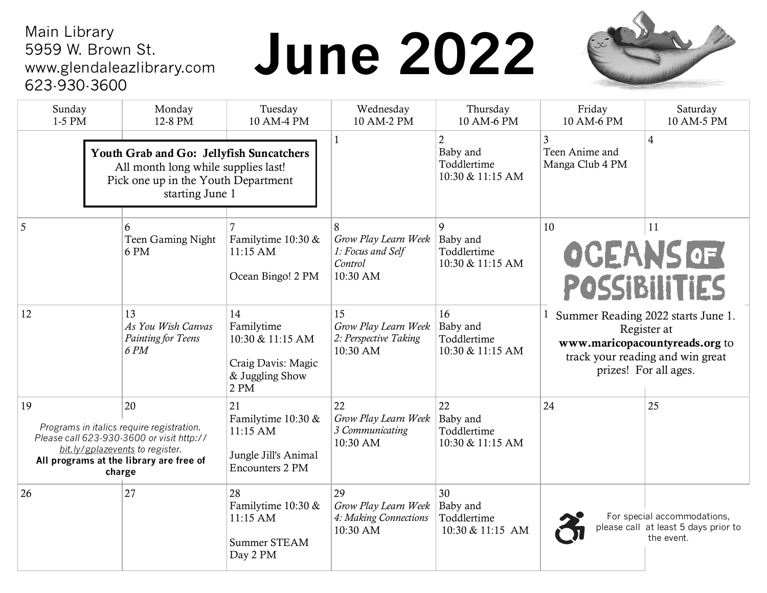Main Library
5959 W. Brown St.
www.glendaleazlibrary.com
623-930-3600

# June 2022

| Sunday 1-5 PM | Monday 12-8 PM | Tuesday 10 AM-4 PM | Wednesday 10 AM-2 PM | Thursday 10 AM-6 PM | Friday 10 AM-6 PM | Saturday 10 AM-5 PM |
|---|---|---|---|---|---|---|
| | | | 1 | 2 Baby and Toddlertime 10:30 & 11:15 AM | 3 Teen Anime and Manga Club 4 PM | 4 |
| 5 | 6 Teen Gaming Night 6 PM | 7 Familytime 10:30 & 11:15 AM<br><br>Ocean Bingo! 2 PM | 8 *Grow Play Learn Week 1: Focus and Self Control* 10:30 AM | 9 Baby and Toddlertime 10:30 & 11:15 AM | 10 | 11 |
| 12 | 13 *As You Wish Canvas Painting for Teens 6 PM* | 14 Familytime 10:30 & 11:15 AM<br><br>Craig Davis: Magic & Juggling Show 2 PM | 15 *Grow Play Learn Week 2: Perspective Taking* 10:30 AM | 16 Baby and Toddlertime 10:30 & 11:15 AM | 1 | |
| 19 | 20 | 21 Familytime 10:30 & 11:15 AM<br><br>Jungle Jill's Animal Encounters 2 PM | 22 *Grow Play Learn Week 3 Communicating* 10:30 AM | 22 Baby and Toddlertime 10:30 & 11:15 AM | 24 | 25 |
| 26 | 27 | 28 Familytime 10:30 & 11:15 AM<br><br>Summer STEAM Day 2 PM | 29 *Grow Play Learn Week 4: Making Connections* 10:30 AM | 30 Baby and Toddlertime 10:30 & 11:15 AM | | |

**Youth Grab and Go: Jellyfish Suncatchers**
All month long while supplies last!
Pick one up in the Youth Department starting June 1

**OCEANS OF POSSIBILITIES**

Summer Reading 2022 starts June 1. Register at **www.maricopacountyreads.org** to track your reading and win great prizes! For all ages.

*Programs in italics require registration. Please call 623-930-3600 or visit http://bit.ly/gplazevents to register.*
**All programs at the library are free of charge**

For special accommodations, please call at least 5 days prior to the event.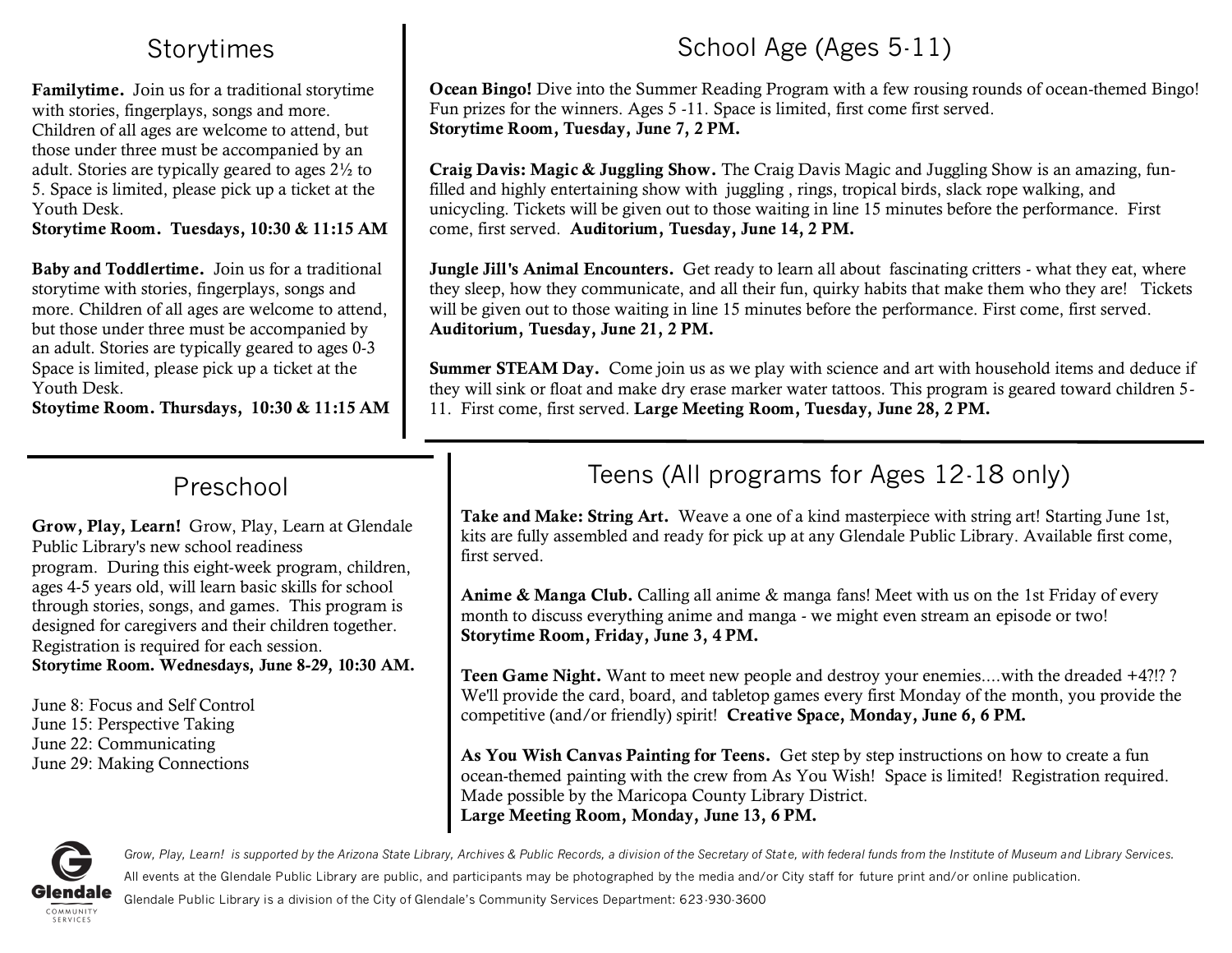## Storytimes

**Familytime.** Join us for a traditional storytime with stories, fingerplays, songs and more. Children of all ages are welcome to attend, but those under three must be accompanied by an adult. Stories are typically geared to ages 2½ to 5. Space is limited, please pick up a ticket at the Youth Desk.
**Storytime Room. Tuesdays, 10:30 & 11:15 AM**

**Baby and Toddlertime.** Join us for a traditional storytime with stories, fingerplays, songs and more. Children of all ages are welcome to attend, but those under three must be accompanied by an adult. Stories are typically geared to ages 0-3 Space is limited, please pick up a ticket at the Youth Desk.
**Stoytime Room. Thursdays, 10:30 & 11:15 AM**

## School Age (Ages 5-11)

**Ocean Bingo!** Dive into the Summer Reading Program with a few rousing rounds of ocean-themed Bingo! Fun prizes for the winners. Ages 5 -11. Space is limited, first come first served.
**Storytime Room, Tuesday, June 7, 2 PM.**

**Craig Davis: Magic & Juggling Show.** The Craig Davis Magic and Juggling Show is an amazing, fun-filled and highly entertaining show with juggling , rings, tropical birds, slack rope walking, and unicycling. Tickets will be given out to those waiting in line 15 minutes before the performance. First come, first served. **Auditorium, Tuesday, June 14, 2 PM.**

**Jungle Jill's Animal Encounters.** Get ready to learn all about fascinating critters - what they eat, where they sleep, how they communicate, and all their fun, quirky habits that make them who they are! Tickets will be given out to those waiting in line 15 minutes before the performance. First come, first served.
**Auditorium, Tuesday, June 21, 2 PM.**

**Summer STEAM Day.** Come join us as we play with science and art with household items and deduce if they will sink or float and make dry erase marker water tattoos. This program is geared toward children 5-11. First come, first served. **Large Meeting Room, Tuesday, June 28, 2 PM.**

## Preschool

**Grow, Play, Learn!** Grow, Play, Learn at Glendale Public Library's new school readiness program. During this eight-week program, children, ages 4-5 years old, will learn basic skills for school through stories, songs, and games. This program is designed for caregivers and their children together. Registration is required for each session.
**Storytime Room. Wednesdays, June 8-29, 10:30 AM.**

June 8: Focus and Self Control
June 15: Perspective Taking
June 22: Communicating
June 29: Making Connections

## Teens (All programs for Ages 12-18 only)

**Take and Make: String Art.** Weave a one of a kind masterpiece with string art! Starting June 1st, kits are fully assembled and ready for pick up at any Glendale Public Library. Available first come, first served.

**Anime & Manga Club.** Calling all anime & manga fans! Meet with us on the 1st Friday of every month to discuss everything anime and manga - we might even stream an episode or two!
**Storytime Room, Friday, June 3, 4 PM.**

**Teen Game Night.** Want to meet new people and destroy your enemies....with the dreaded +4?!? ? We'll provide the card, board, and tabletop games every first Monday of the month, you provide the competitive (and/or friendly) spirit! **Creative Space, Monday, June 6, 6 PM.**

**As You Wish Canvas Painting for Teens.** Get step by step instructions on how to create a fun ocean-themed painting with the crew from As You Wish! Space is limited! Registration required. Made possible by the Maricopa County Library District.
**Large Meeting Room, Monday, June 13, 6 PM.**

Glendale COMMUNITY SERVICES

*Grow, Play, Learn! is supported by the Arizona State Library, Archives & Public Records, a division of the Secretary of State, with federal funds from the Institute of Museum and Library Services.*

All events at the Glendale Public Library are public, and participants may be photographed by the media and/or City staff for future print and/or online publication.

Glendale Public Library is a division of the City of Glendale's Community Services Department: 623-930-3600